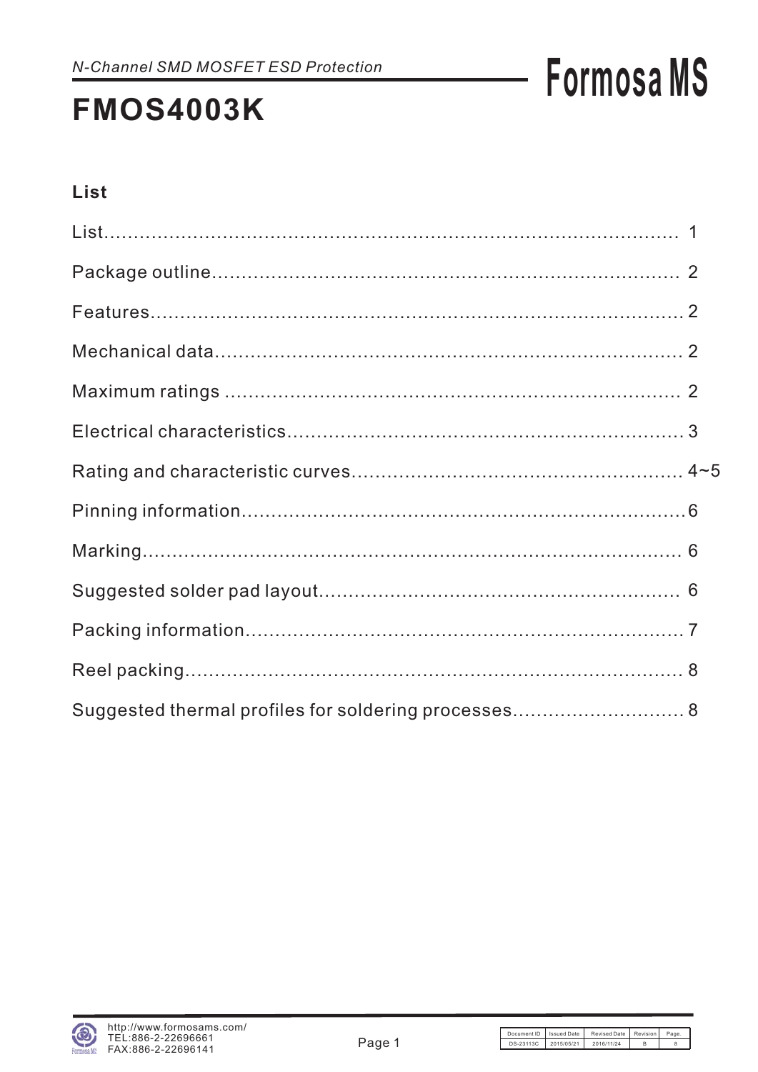*N-Channel SMD MOSFET ESD Protection*

# FMOS4003K

## List

| Section | Page |
|---|---|
| List | 1 |
| Package outline | 2 |
| Features | 2 |
| Mechanical data | 2 |
| Maximum ratings | 2 |
| Electrical characteristics | 3 |
| Rating and characteristic curves | 4~5 |
| Pinning information | 6 |
| Marking | 6 |
| Suggested solder pad layout | 6 |
| Packing information | 7 |
| Reel packing | 8 |
| Suggested thermal profiles for soldering processes | 8 |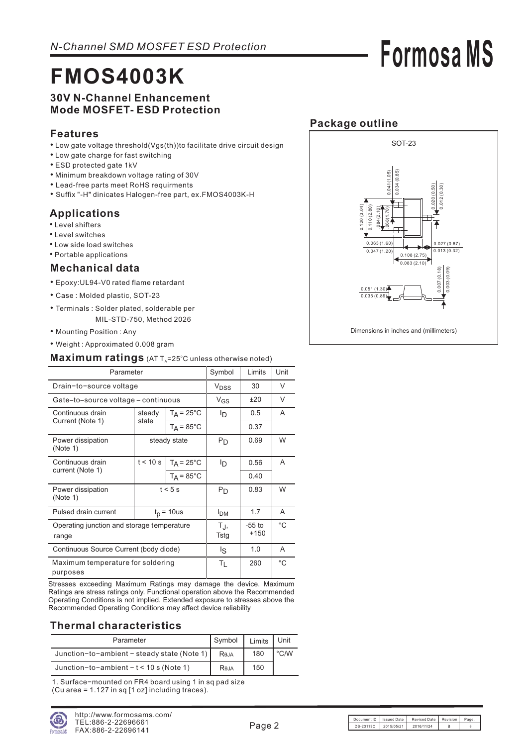*N-Channel SMD MOSFET ESD Protection*

**Formosa MS**

# FMOS4003K

### 30V N-Channel Enhancement Mode MOSFET- ESD Protection

## Features

- Low gate voltage threshold(Vgs(th))to facilitate drive circuit design
- Low gate charge for fast switching
- ESD protected gate 1kV
- Minimum breakdown voltage rating of 30V
- Lead-free parts meet RoHS requirments
- Suffix "-H" dinicates Halogen-free part, ex.FMOS4003K-H

## Applications

- Level shifters
- Level switches
- Low side load switches
- Portable applications

## Mechanical data

- Epoxy:UL94-V0 rated flame retardant
- Case : Molded plastic, SOT-23
- Terminals : Solder plated, solderable per MIL-STD-750, Method 2026
- Mounting Position : Any
- Weight : Approximated 0.008 gram

## Package outline

SOT-23

0.041(1.05) 0.034 (0.85) 0.020 (0.50) 0.012 (0.30) 0.120 (3.04) 0.110 (2.80) .084(2.10) .068(1.70) 0.063 (1.60) 0.047 (1.20) 0.027 (0.67) 0.013 (0.32) 0.108 (2.75) 0.083 (2.10) 0.007 (0.18) 0.003 (0.09) 0.051 (1.30) 0.035 (0.89)

Dimensions in inches and (millimeters)

## Maximum ratings (AT $T_A$=25°C unless otherwise noted)

| Parameter | | | Symbol | Limits | Unit |
|---|---|---|---|---|---|
| Drain−to−source voltage | | | $V_{DSS}$ | 30 | V |
| Gate–to–source voltage – continuous | | | $V_{GS}$ | ±20 | V |
| Continuous drain Current (Note 1) | steady state | $T_A$ = 25°C | $I_D$ | 0.5 | A |
| | | $T_A$ = 85°C | | 0.37 | |
| Power dissipation (Note 1) | steady state | | $P_D$ | 0.69 | W |
| Continuous drain current (Note 1) | t < 10 s | $T_A$ = 25°C | $I_D$ | 0.56 | A |
| | | $T_A$ = 85°C | | 0.40 | |
| Power dissipation (Note 1) | t < 5 s | | $P_D$ | 0.83 | W |
| Pulsed drain current | $t_p$ = 10us | | $I_{DM}$ | 1.7 | A |
| Operating junction and storage temperature range | | | $T_J$, Tstg | -55 to +150 | °C |
| Continuous Source Current (body diode) | | | $I_S$ | 1.0 | A |
| Maximum temperature for soldering purposes | | | $T_L$ | 260 | °C |

Stresses exceeding Maximum Ratings may damage the device. Maximum Ratings are stress ratings only. Functional operation above the Recommended Operating Conditions is not implied. Extended exposure to stresses above the Recommended Operating Conditions may affect device reliability

## Thermal characteristics

| Parameter | Symbol | Limits | Unit |
|---|---|---|---|
| Junction−to−ambient − steady state (Note 1) | $R_{θJA}$ | 180 | °C/W |
| Junction−to−ambient − t < 10 s (Note 1) | $R_{θJA}$ | 150 | |

1. Surface−mounted on FR4 board using 1 in sq pad size (Cu area = 1.127 in sq [1 oz] including traces).

http://www.formosams.com/
TEL:886-2-22696661
FAX:886-2-22696141

| Document ID | Issued Date | Revised Date | Revision | Page. |
|---|---|---|---|---|
| DS-23113C | 2015/05/21 | 2016/11/24 | B | 8 |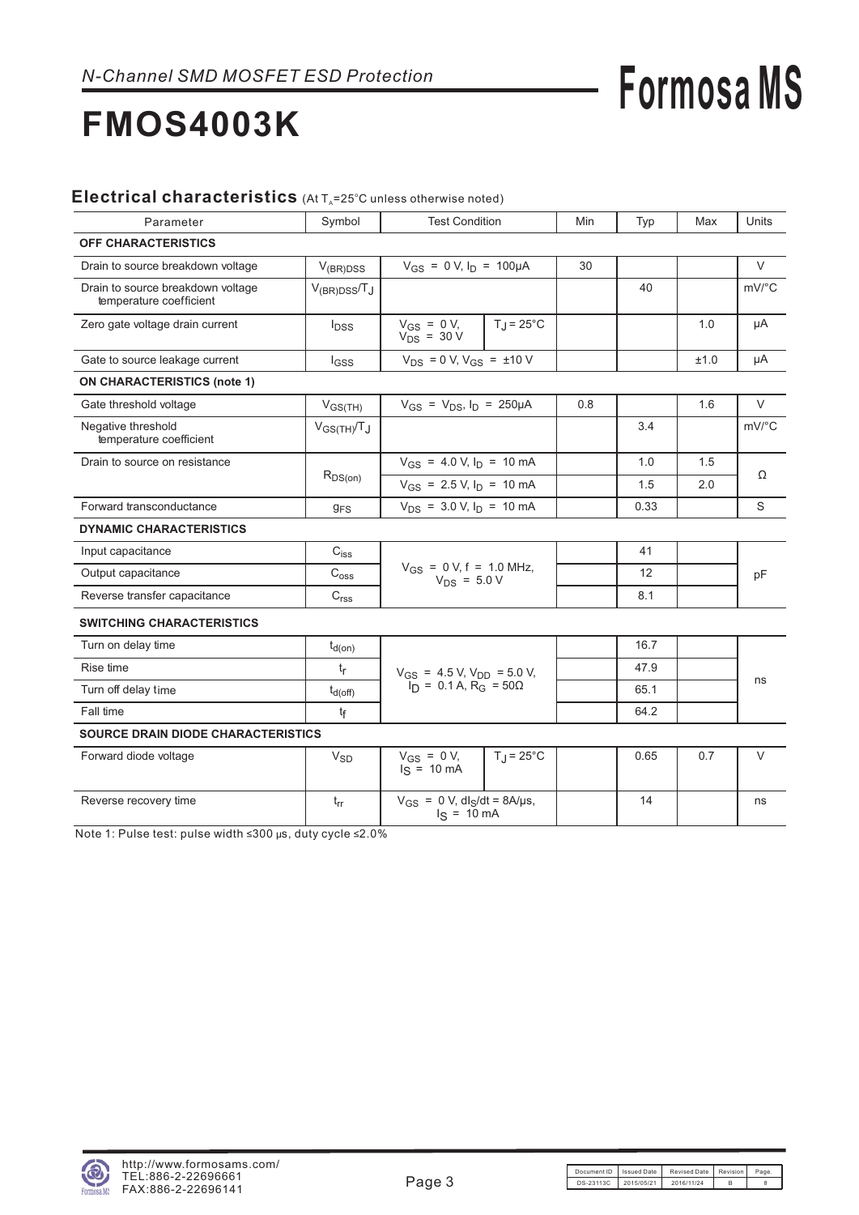*N-Channel SMD MOSFET ESD Protection*

# FMOS4003K

## Electrical characteristics (At $T_A$=25°C unless otherwise noted)

| Parameter | Symbol | Test Condition | | Min | Typ | Max | Units |
|---|---|---|---|---|---|---|---|
| **OFF CHARACTERISTICS** | | | | | | | |
| Drain to source breakdown voltage | $V_{(BR)DSS}$ | $V_{GS}$ = 0 V, $I_D$ = 100μA | | 30 | | | V |
| Drain to source breakdown voltage temperature coefficient | $V_{(BR)DSS}/T_J$ | | | | 40 | | mV/°C |
| Zero gate voltage drain current | $I_{DSS}$ | $V_{GS}$ = 0 V, $V_{DS}$ = 30 V | $T_J$ = 25°C | | | 1.0 | μA |
| Gate to source leakage current | $I_{GSS}$ | $V_{DS}$ = 0 V, $V_{GS}$ = ±10 V | | | | ±1.0 | μA |
| **ON CHARACTERISTICS (note 1)** | | | | | | | |
| Gate threshold voltage | $V_{GS(TH)}$ | $V_{GS}$ = $V_{DS}$, $I_D$ = 250μA | | 0.8 | | 1.6 | V |
| Negative threshold temperature coefficient | $V_{GS(TH)}/T_J$ | | | | 3.4 | | mV/°C |
| Drain to source on resistance | $R_{DS(on)}$ | $V_{GS}$ = 4.0 V, $I_D$ = 10 mA | | | 1.0 | 1.5 | Ω |
| | | $V_{GS}$ = 2.5 V, $I_D$ = 10 mA | | | 1.5 | 2.0 | |
| Forward transconductance | $g_{FS}$ | $V_{DS}$ = 3.0 V, $I_D$ = 10 mA | | | 0.33 | | S |
| **DYNAMIC CHARACTERISTICS** | | | | | | | |
| Input capacitance | $C_{iss}$ | $V_{GS}$ = 0 V, f = 1.0 MHz, $V_{DS}$ = 5.0 V | | | 41 | | pF |
| Output capacitance | $C_{oss}$ | | | | 12 | | |
| Reverse transfer capacitance | $C_{rss}$ | | | | 8.1 | | |
| **SWITCHING CHARACTERISTICS** | | | | | | | |
| Turn on delay time | $t_{d(on)}$ | $V_{GS}$ = 4.5 V, $V_{DD}$ = 5.0 V, $I_D$ = 0.1 A, $R_G$ = 50Ω | | | 16.7 | | ns |
| Rise time | $t_r$ | | | | 47.9 | | |
| Turn off delay time | $t_{d(off)}$ | | | | 65.1 | | |
| Fall time | $t_f$ | | | | 64.2 | | |
| **SOURCE DRAIN DIODE CHARACTERISTICS** | | | | | | | |
| Forward diode voltage | $V_{SD}$ | $V_{GS}$ = 0 V, $I_S$ = 10 mA | $T_J$ = 25°C | | 0.65 | 0.7 | V |
| Reverse recovery time | $t_{rr}$ | $V_{GS}$ = 0 V, $dI_S/dt$ = 8A/μs, $I_S$ = 10 mA | | | 14 | | ns |

Note 1: Pulse test: pulse width ≤300 μs, duty cycle ≤2.0%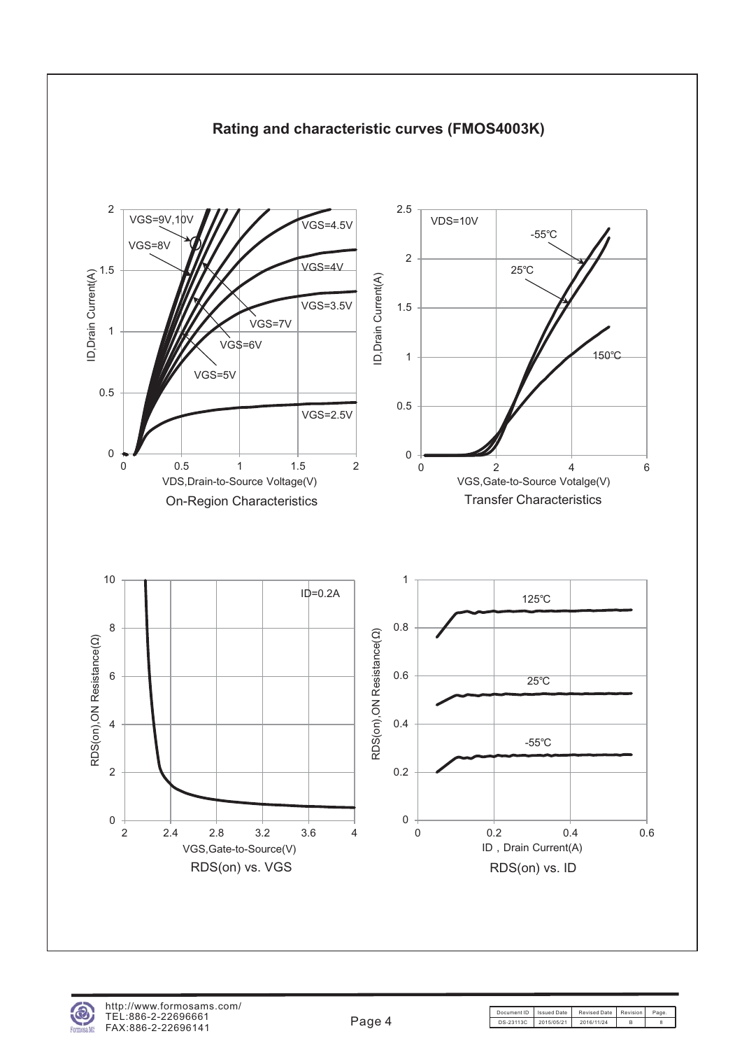# Rating and characteristic curves (FMOS4003K)

On-Region Characteristics

Transfer Characteristics

RDS(on) vs. VGS

RDS(on) vs. ID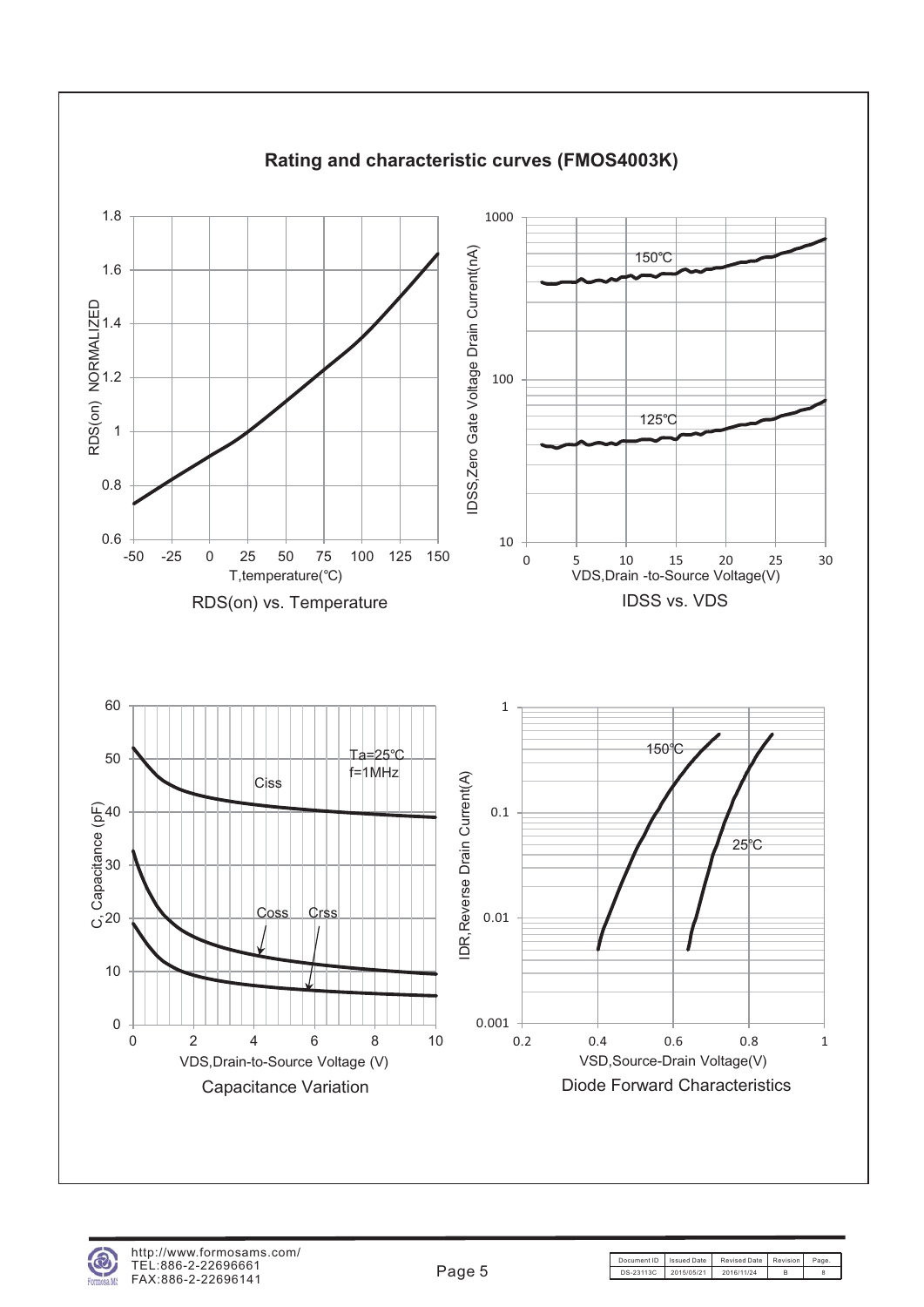## Rating and characteristic curves (FMOS4003K)

RDS(on) vs. Temperature

IDSS vs. VDS

Capacitance Variation

Diode Forward Characteristics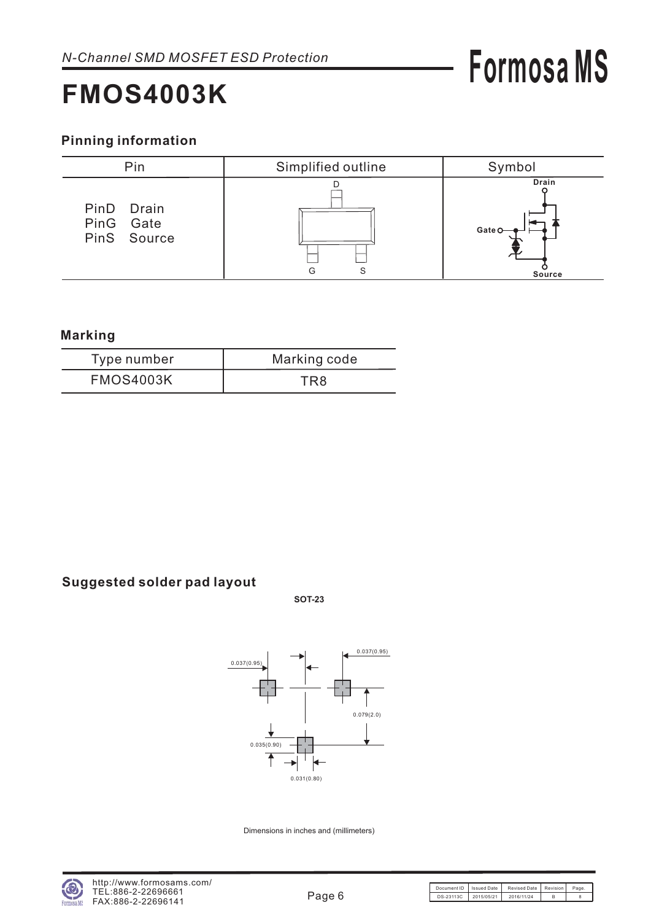*N-Channel SMD MOSFET ESD Protection*

# FMOS4003K

## Pinning information

| Pin | Simplified outline | Symbol |
|---|---|---|
| PinD Drain<br>PinG Gate<br>PinS Source | D<br>G S | Drain<br>Gate<br>Source |

## Marking

| Type number | Marking code |
|---|---|
| FMOS4003K | TR8 |

## Suggested solder pad layout

**SOT-23**

0.037(0.95) 0.037(0.95)

0.079(2.0)

0.035(0.90)

0.031(0.80)

Dimensions in inches and (millimeters)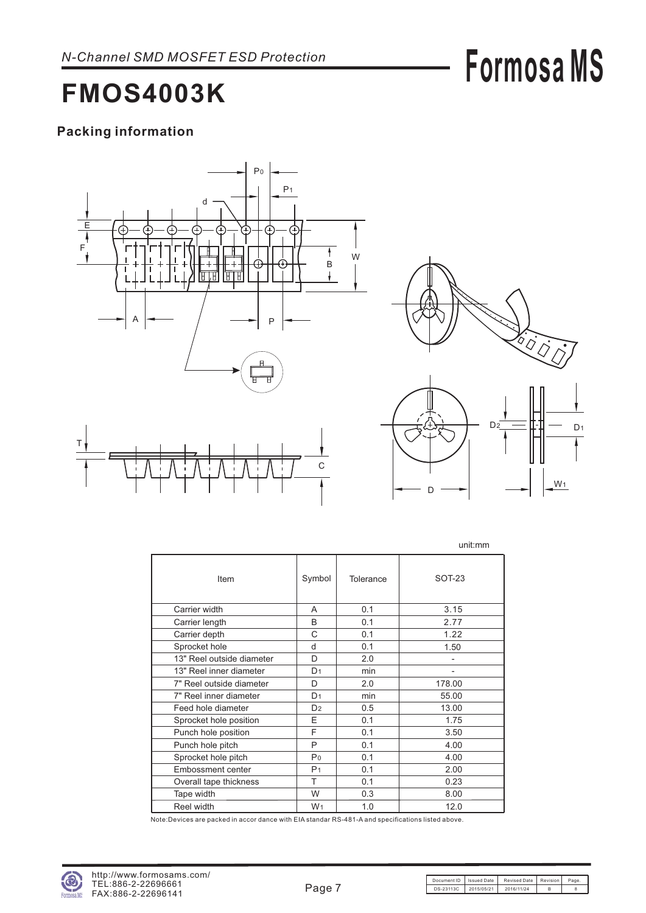# FMOS4003K

## Packing information

unit:mm

| Item | Symbol | Tolerance | SOT-23 |
|---|---|---|---|
| Carrier width | A | 0.1 | 3.15 |
| Carrier length | B | 0.1 | 2.77 |
| Carrier depth | C | 0.1 | 1.22 |
| Sprocket hole | d | 0.1 | 1.50 |
| 13" Reel outside diameter | D | 2.0 | - |
| 13" Reel inner diameter | $D_1$ | min | - |
| 7" Reel outside diameter | D | 2.0 | 178.00 |
| 7" Reel inner diameter | $D_1$ | min | 55.00 |
| Feed hole diameter | $D_2$ | 0.5 | 13.00 |
| Sprocket hole position | E | 0.1 | 1.75 |
| Punch hole position | F | 0.1 | 3.50 |
| Punch hole pitch | P | 0.1 | 4.00 |
| Sprocket hole pitch | $P_0$ | 0.1 | 4.00 |
| Embossment center | $P_1$ | 0.1 | 2.00 |
| Overall tape thickness | T | 0.1 | 0.23 |
| Tape width | W | 0.3 | 8.00 |
| Reel width | $W_1$ | 1.0 | 12.0 |

Note:Devices are packed in accor dance with EIA standar RS-481-A and specifications listed above.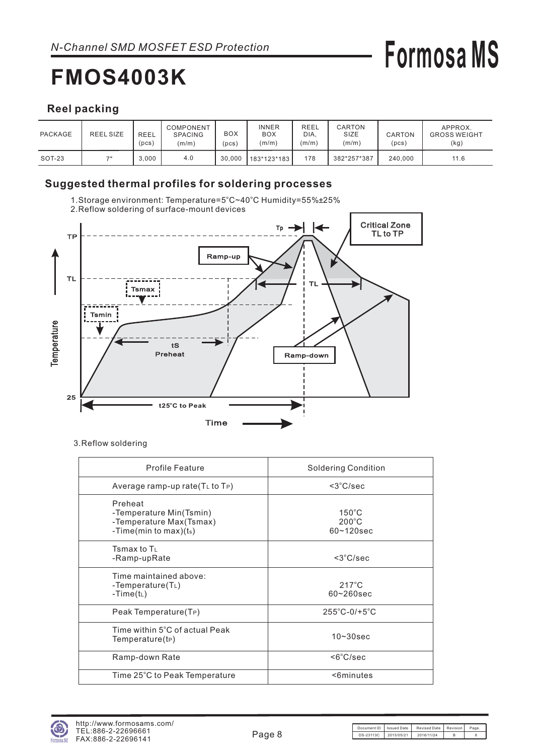*N-Channel SMD MOSFET ESD Protection*

# FMOS4003K

## Reel packing

| PACKAGE | REEL SIZE | REEL (pcs) | COMPONENT SPACING (m/m) | BOX (pcs) | INNER BOX (m/m) | REEL DIA. (m/m) | CARTON SIZE (m/m) | CARTON (pcs) | APPROX. GROSS WEIGHT (kg) |
|---|---|---|---|---|---|---|---|---|---|
| SOT-23 | 7" | 3,000 | 4.0 | 30,000 | 183*123*183 | 178 | 382*257*387 | 240,000 | 11.6 |

## Suggested thermal profiles for soldering processes

1. Storage environment: Temperature=5°C~40°C Humidity=55%±25%
2. Reflow soldering of surface-mount devices

Tp
Critical Zone
TL to TP
TP
Ramp-up
TL
TL
Tsmax
Tsmin
Temperature
tS
Preheat
Ramp-down
25
t25°C to Peak
Time

3. Reflow soldering

| Profile Feature | Soldering Condition |
|---|---|
| Average ramp-up rate($T_L$ to $T_P$) | <3°C/sec |
| Preheat<br>-Temperature Min(Tsmin)<br>-Temperature Max(Tsmax)<br>-Time(min to max)($t_s$) | <br>150°C<br>200°C<br>60~120sec |
| Tsmax to $T_L$<br>-Ramp-upRate | <3°C/sec |
| Time maintained above:<br>-Temperature($T_L$)<br>-Time($t_L$) | <br>217°C<br>60~260sec |
| Peak Temperature($T_P$) | 255°C-0/+5°C |
| Time within 5°C of actual Peak Temperature($t_P$) | 10~30sec |
| Ramp-down Rate | <6°C/sec |
| Time 25°C to Peak Temperature | <6minutes |